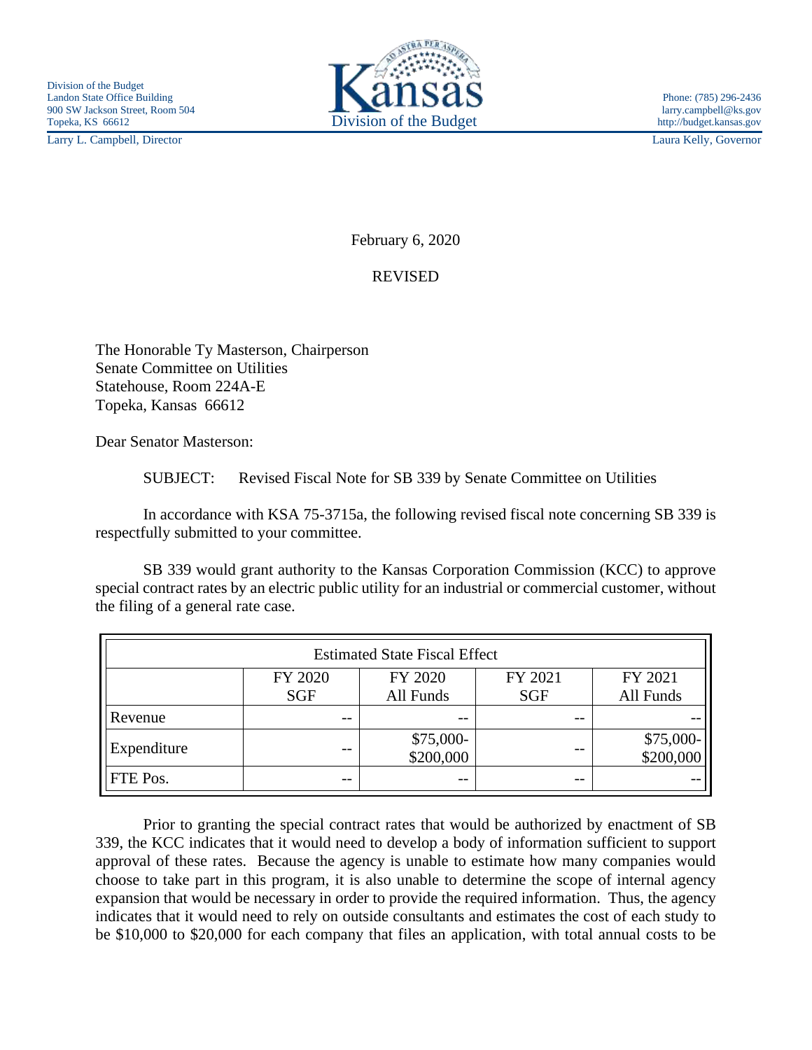Division of the Budget
Landon State Office Building
900 SW Jackson Street, Room 504
Topeka, KS 66612

Larry L. Campbell, Director

Kansas Division of the Budget

Phone: (785) 296-2436
larry.campbell@ks.gov
http://budget.kansas.gov

Laura Kelly, Governor

February 6, 2020

REVISED

The Honorable Ty Masterson, Chairperson
Senate Committee on Utilities
Statehouse, Room 224A-E
Topeka, Kansas 66612

Dear Senator Masterson:

SUBJECT: Revised Fiscal Note for SB 339 by Senate Committee on Utilities

In accordance with KSA 75-3715a, the following revised fiscal note concerning SB 339 is respectfully submitted to your committee.

SB 339 would grant authority to the Kansas Corporation Commission (KCC) to approve special contract rates by an electric public utility for an industrial or commercial customer, without the filing of a general rate case.

| Estimated State Fiscal Effect | | | | |
|---|---|---|---|---|
| | FY 2020 SGF | FY 2020 All Funds | FY 2021 SGF | FY 2021 All Funds |
| Revenue | -- | -- | -- | -- |
| Expenditure | -- | $75,000-$200,000 | -- | $75,000-$200,000 |
| FTE Pos. | -- | -- | -- | -- |

Prior to granting the special contract rates that would be authorized by enactment of SB 339, the KCC indicates that it would need to develop a body of information sufficient to support approval of these rates. Because the agency is unable to estimate how many companies would choose to take part in this program, it is also unable to determine the scope of internal agency expansion that would be necessary in order to provide the required information. Thus, the agency indicates that it would need to rely on outside consultants and estimates the cost of each study to be $10,000 to $20,000 for each company that files an application, with total annual costs to be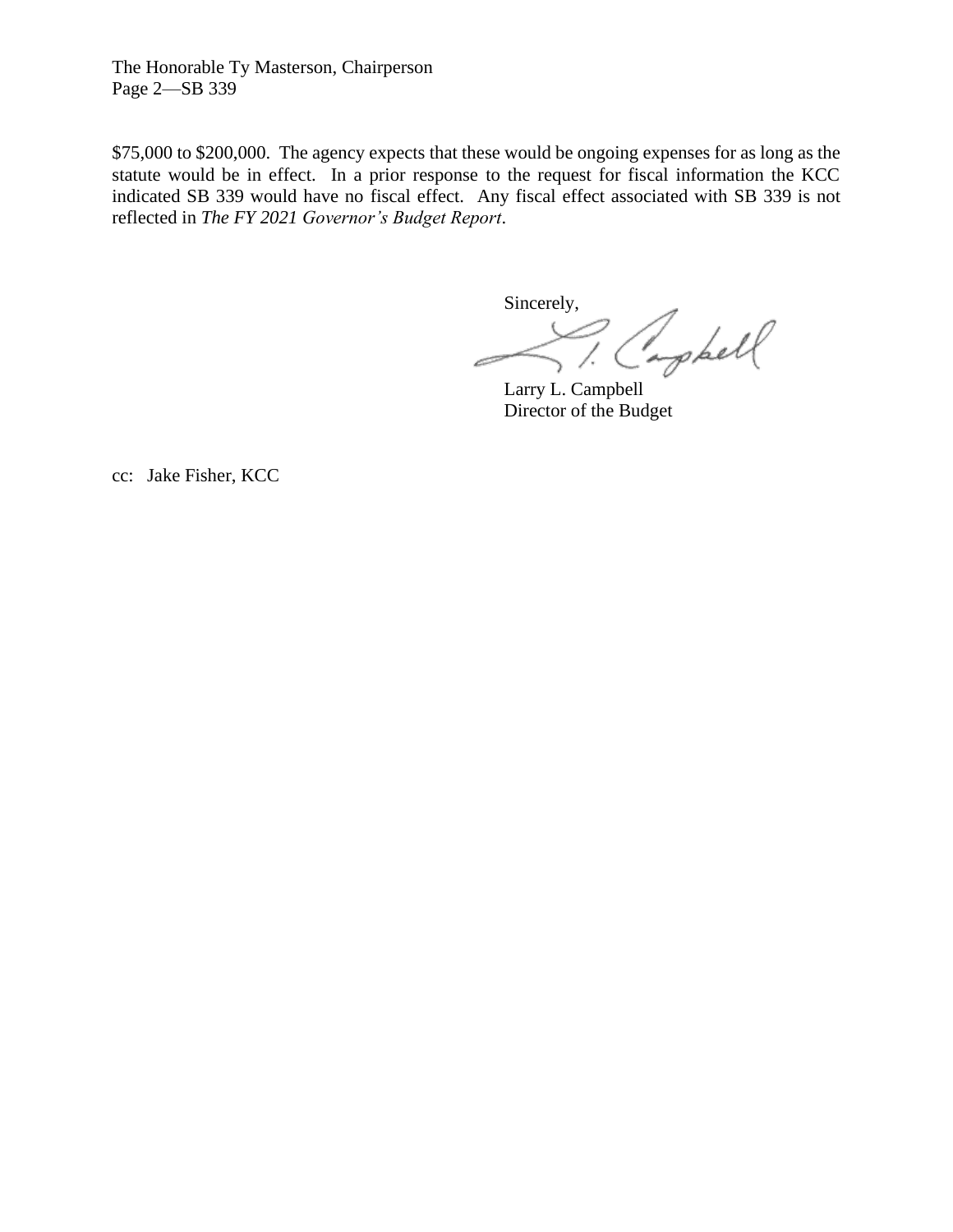$75,000 to $200,000. The agency expects that these would be ongoing expenses for as long as the statute would be in effect. In a prior response to the request for fiscal information the KCC indicated SB 339 would have no fiscal effect. Any fiscal effect associated with SB 339 is not reflected in *The FY 2021 Governor's Budget Report*.

Sincerely,

Larry L. Campbell
Director of the Budget

cc: Jake Fisher, KCC